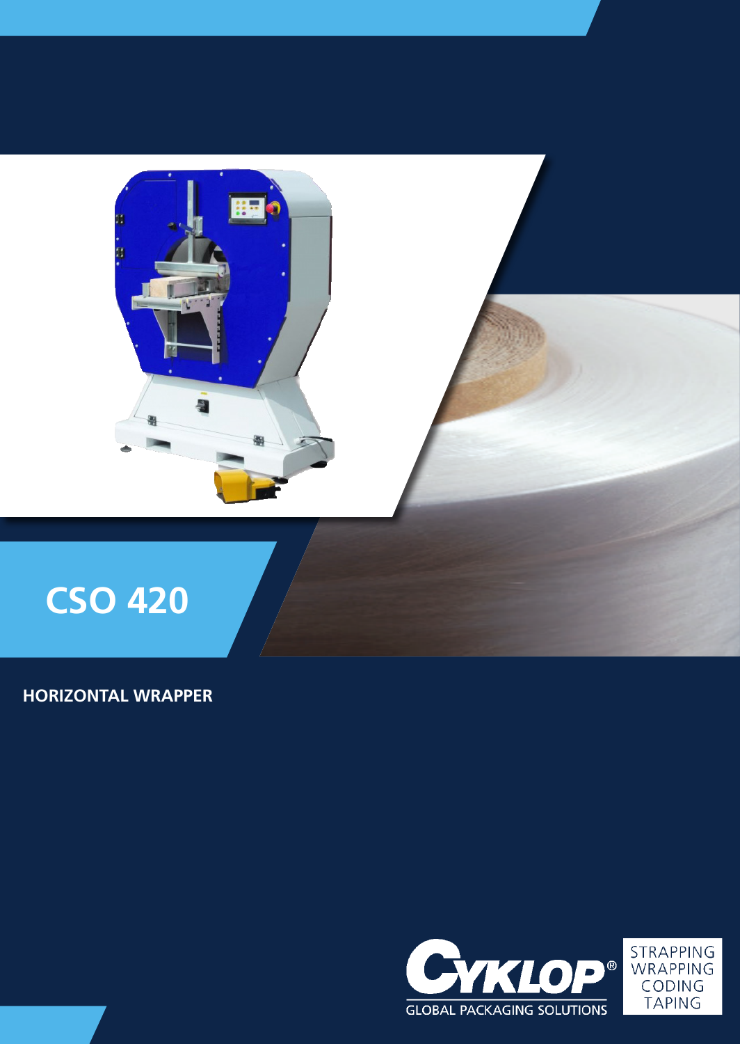# CSO 420

**HORIZONTAL WRAPPER**

CYKLOP®
GLOBAL PACKAGING SOLUTIONS

STRAPPING
WRAPPING
CODING
TAPING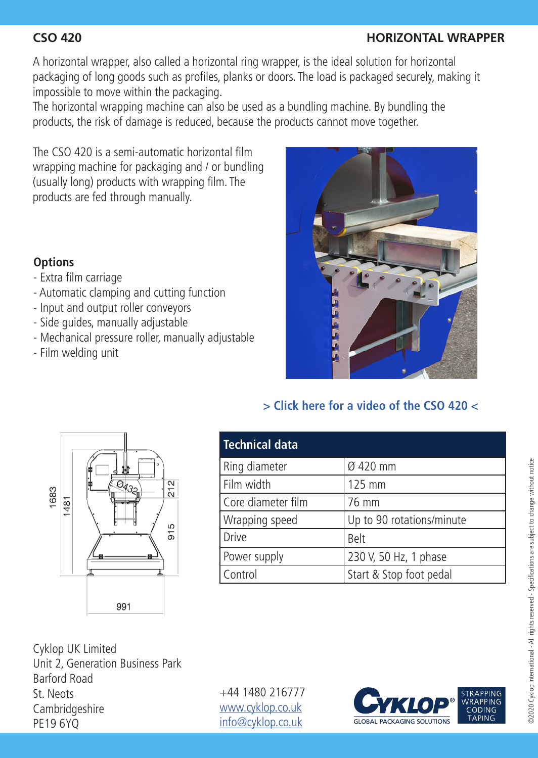## CSO 420

## HORIZONTAL WRAPPER

A horizontal wrapper, also called a horizontal ring wrapper, is the ideal solution for horizontal packaging of long goods such as profiles, planks or doors. The load is packaged securely, making it impossible to move within the packaging.
The horizontal wrapping machine can also be used as a bundling machine. By bundling the products, the risk of damage is reduced, because the products cannot move together.

The CSO 420 is a semi-automatic horizontal film wrapping machine for packaging and / or bundling (usually long) products with wrapping film. The products are fed through manually.

**Options**

- Extra film carriage
- Automatic clamping and cutting function
- Input and output roller conveyors
- Side guides, manually adjustable
- Mechanical pressure roller, manually adjustable
- Film welding unit

**> Click here for a video of the CSO 420 <**

1683
1481
Ø432
212
915
991

| Technical data | |
|---|---|
| Ring diameter | Ø 420 mm |
| Film width | 125 mm |
| Core diameter film | 76 mm |
| Wrapping speed | Up to 90 rotations/minute |
| Drive | Belt |
| Power supply | 230 V, 50 Hz, 1 phase |
| Control | Start & Stop foot pedal |

Cyklop UK Limited
Unit 2, Generation Business Park
Barford Road
St. Neots
Cambridgeshire
PE19 6YQ

+44 1480 216777
www.cyklop.co.uk
info@cyklop.co.uk

CYKLOP® GLOBAL PACKAGING SOLUTIONS
STRAPPING WRAPPING CODING TAPING

©2020 Cyklop International - All rights reserved - Specifications are subject to change without notice